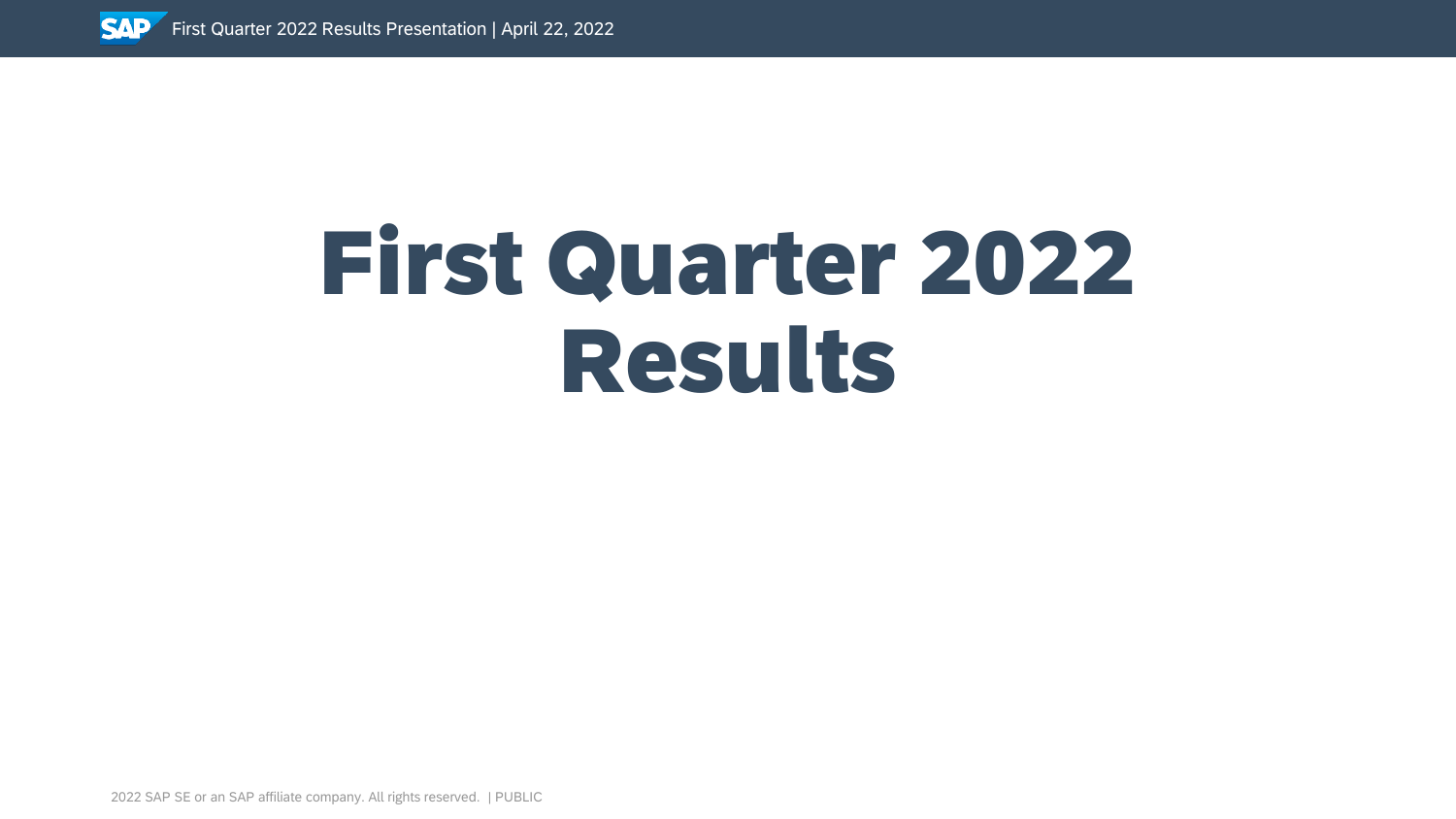# First Quarter 2022 Results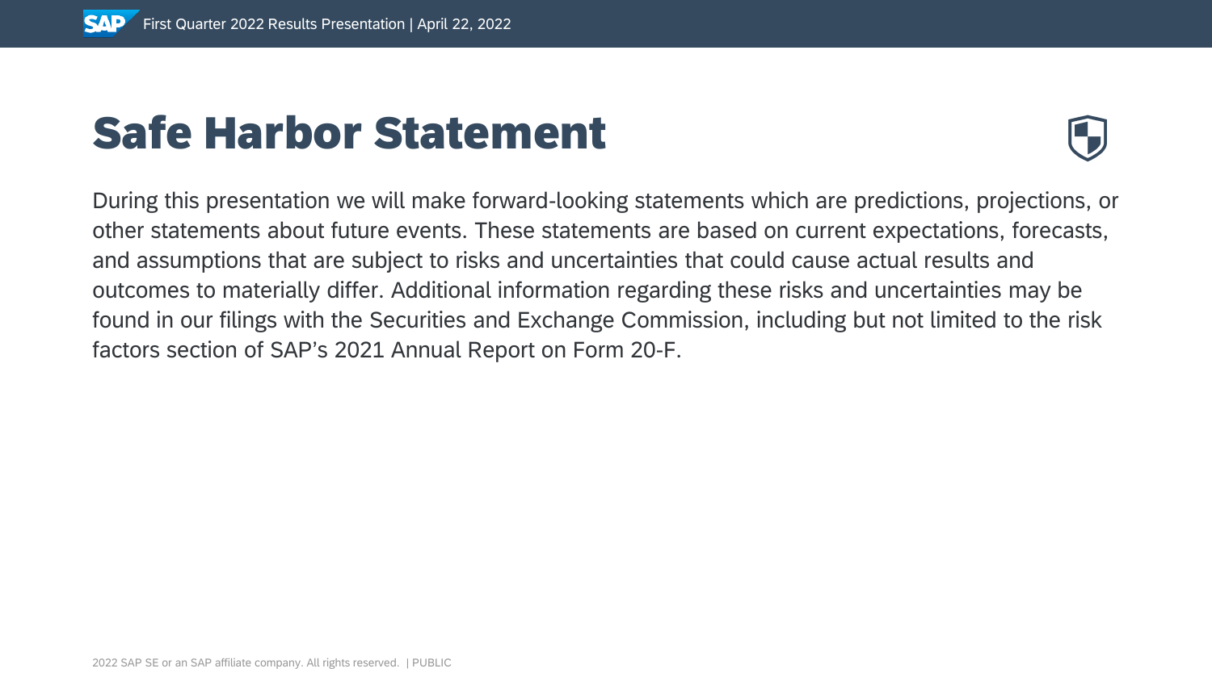# Safe Harbor Statement

During this presentation we will make forward-looking statements which are predictions, projections, or other statements about future events. These statements are based on current expectations, forecasts, and assumptions that are subject to risks and uncertainties that could cause actual results and outcomes to materially differ. Additional information regarding these risks and uncertainties may be found in our filings with the Securities and Exchange Commission, including but not limited to the risk factors section of SAP's 2021 Annual Report on Form 20-F.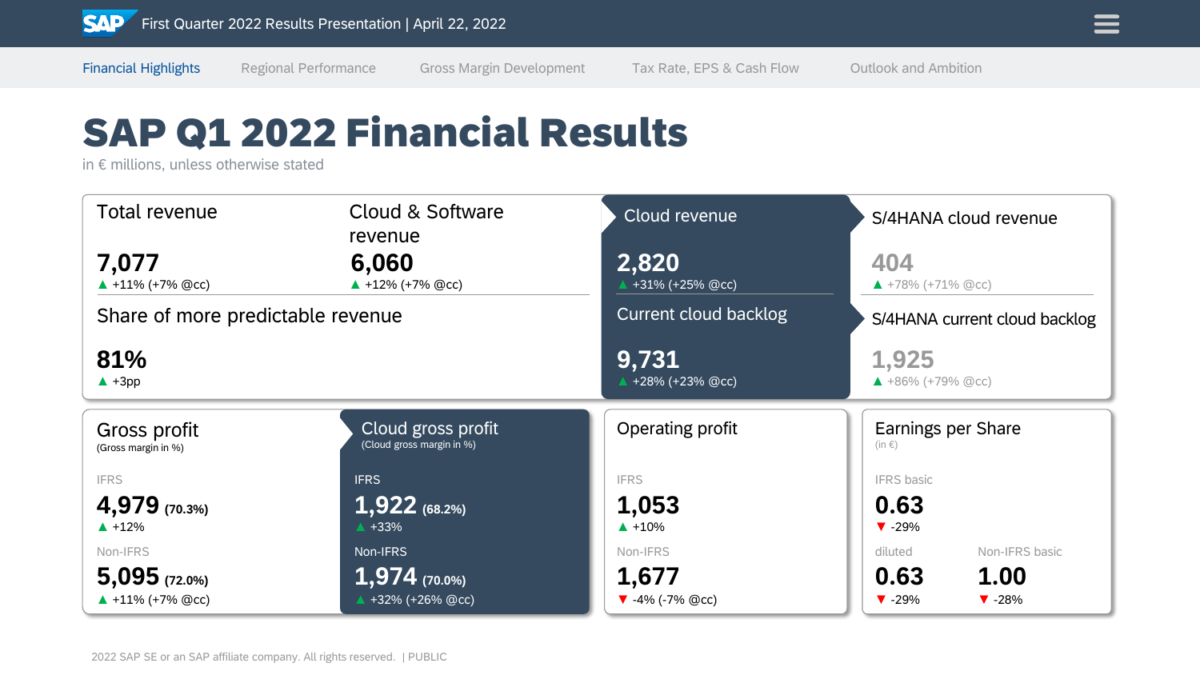First Quarter 2022 Results Presentation | April 22, 2022

Financial Highlights | Regional Performance | Gross Margin Development | Tax Rate, EPS & Cash Flow | Outlook and Ambition

# SAP Q1 2022 Financial Results

in € millions, unless otherwise stated

**Total revenue**
**7,077**
▲ +11% (+7% @cc)

**Cloud & Software revenue**
**6,060**
▲ +12% (+7% @cc)

**Cloud revenue**
**2,820**
▲ +31% (+25% @cc)

**S/4HANA cloud revenue**
**404**
▲ +78% (+71% @cc)

**Share of more predictable revenue**
**81%**
▲ +3pp

**Current cloud backlog**
**9,731**
▲ +28% (+23% @cc)

**S/4HANA current cloud backlog**
**1,925**
▲ +86% (+79% @cc)

**Gross profit**
(Gross margin in %)

IFRS
**4,979** (70.3%)
▲ +12%

Non-IFRS
**5,095** (72.0%)
▲ +11% (+7% @cc)

**Cloud gross profit**
(Cloud gross margin in %)

IFRS
**1,922** (68.2%)
▲ +33%

Non-IFRS
**1,974** (70.0%)
▲ +32% (+26% @cc)

**Operating profit**

IFRS
**1,053**
▲ +10%

Non-IFRS
**1,677**
▼ -4% (-7% @cc)

**Earnings per Share**
(in €)

IFRS basic
**0.63**
▼ -29%

diluted
**0.63**
▼ -29%

Non-IFRS basic
**1.00**
▼ -28%

2022 SAP SE or an SAP affiliate company. All rights reserved. | PUBLIC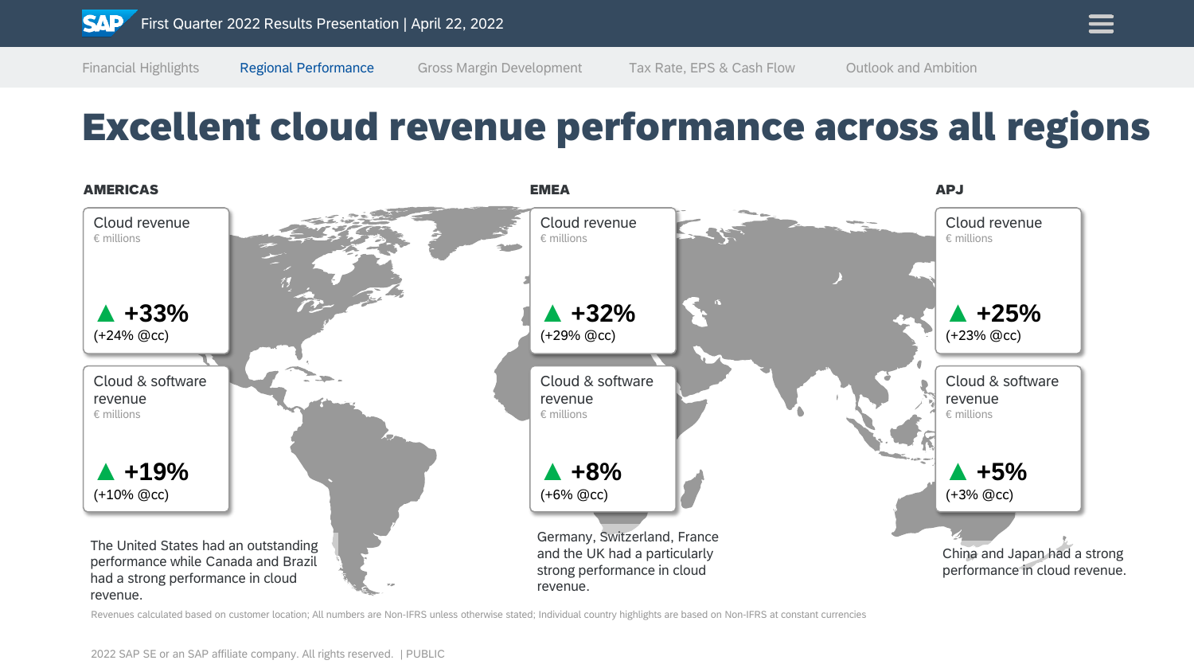# Excellent cloud revenue performance across all regions

## AMERICAS

**Cloud revenue**
€ millions

▲ **+33%**
(+24% @cc)

**Cloud & software revenue**
€ millions

▲ **+19%**
(+10% @cc)

The United States had an outstanding performance while Canada and Brazil had a strong performance in cloud revenue.

## EMEA

**Cloud revenue**
€ millions

▲ **+32%**
(+29% @cc)

**Cloud & software revenue**
€ millions

▲ **+8%**
(+6% @cc)

Germany, Switzerland, France and the UK had a particularly strong performance in cloud revenue.

## APJ

**Cloud revenue**
€ millions

▲ **+25%**
(+23% @cc)

**Cloud & software revenue**
€ millions

▲ **+5%**
(+3% @cc)

China and Japan had a strong performance in cloud revenue.

Revenues calculated based on customer location; All numbers are Non-IFRS unless otherwise stated; Individual country highlights are based on Non-IFRS at constant currencies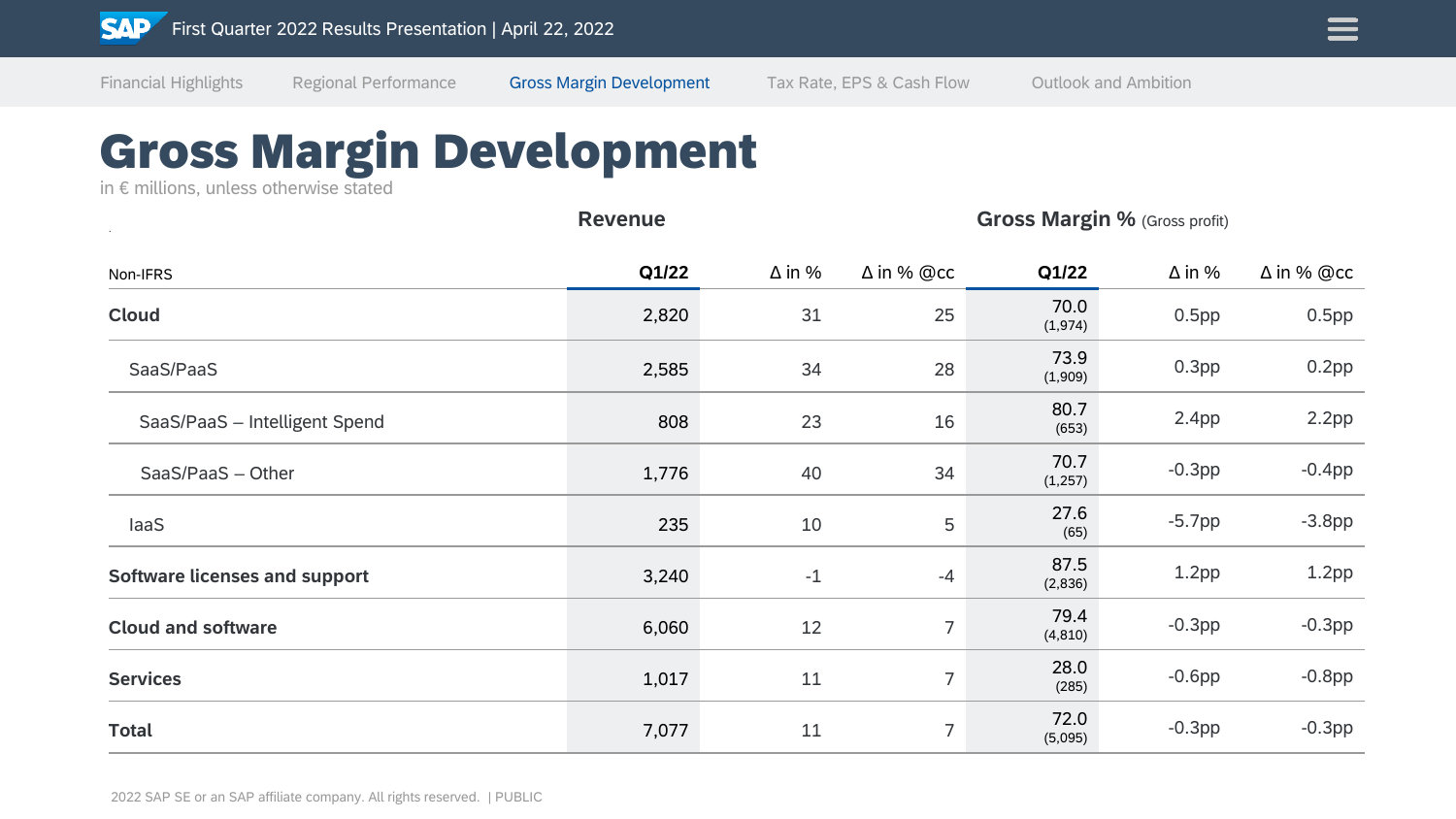# Gross Margin Development

in € millions, unless otherwise stated

| Non-IFRS | Revenue Q1/22 | Revenue Δ in % | Revenue Δ in % @cc | Gross Margin % (Gross profit) Q1/22 | Gross Margin % Δ in % | Gross Margin % Δ in % @cc |
|---|---|---|---|---|---|---|
| **Cloud** | 2,820 | 31 | 25 | 70.0 (1,974) | 0.5pp | 0.5pp |
| SaaS/PaaS | 2,585 | 34 | 28 | 73.9 (1,909) | 0.3pp | 0.2pp |
| SaaS/PaaS – Intelligent Spend | 808 | 23 | 16 | 80.7 (653) | 2.4pp | 2.2pp |
| SaaS/PaaS – Other | 1,776 | 40 | 34 | 70.7 (1,257) | -0.3pp | -0.4pp |
| IaaS | 235 | 10 | 5 | 27.6 (65) | -5.7pp | -3.8pp |
| **Software licenses and support** | 3,240 | -1 | -4 | 87.5 (2,836) | 1.2pp | 1.2pp |
| **Cloud and software** | 6,060 | 12 | 7 | 79.4 (4,810) | -0.3pp | -0.3pp |
| **Services** | 1,017 | 11 | 7 | 28.0 (285) | -0.6pp | -0.8pp |
| **Total** | 7,077 | 11 | 7 | 72.0 (5,095) | -0.3pp | -0.3pp |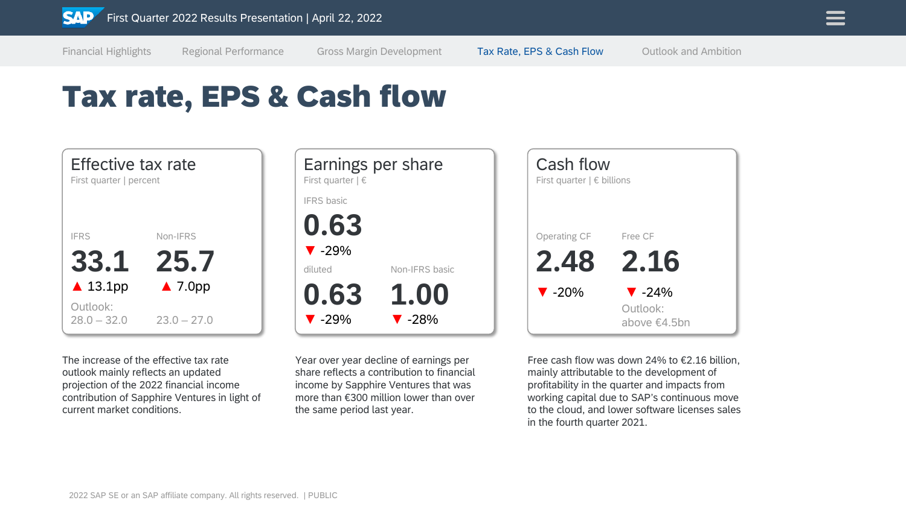# Tax rate, EPS & Cash flow

## Effective tax rate

First quarter | percent

| | IFRS | Non-IFRS |
|---|---|---|
| Value | 33.1 | 25.7 |
| Change | ▲ 13.1pp | ▲ 7.0pp |
| Outlook: | 28.0 – 32.0 | 23.0 – 27.0 |

The increase of the effective tax rate outlook mainly reflects an updated projection of the 2022 financial income contribution of Sapphire Ventures in light of current market conditions.

## Earnings per share

First quarter | €

IFRS basic

**0.63**
▼ -29%

| | diluted | Non-IFRS basic |
|---|---|---|
| Value | 0.63 | 1.00 |
| Change | ▼ -29% | ▼ -28% |

Year over year decline of earnings per share reflects a contribution to financial income by Sapphire Ventures that was more than €300 million lower than over the same period last year.

## Cash flow

First quarter | € billions

| | Operating CF | Free CF |
|---|---|---|
| Value | 2.48 | 2.16 |
| Change | ▼ -20% | ▼ -24% |
| Outlook: | | above €4.5bn |

Free cash flow was down 24% to €2.16 billion, mainly attributable to the development of profitability in the quarter and impacts from working capital due to SAP's continuous move to the cloud, and lower software licenses sales in the fourth quarter 2021.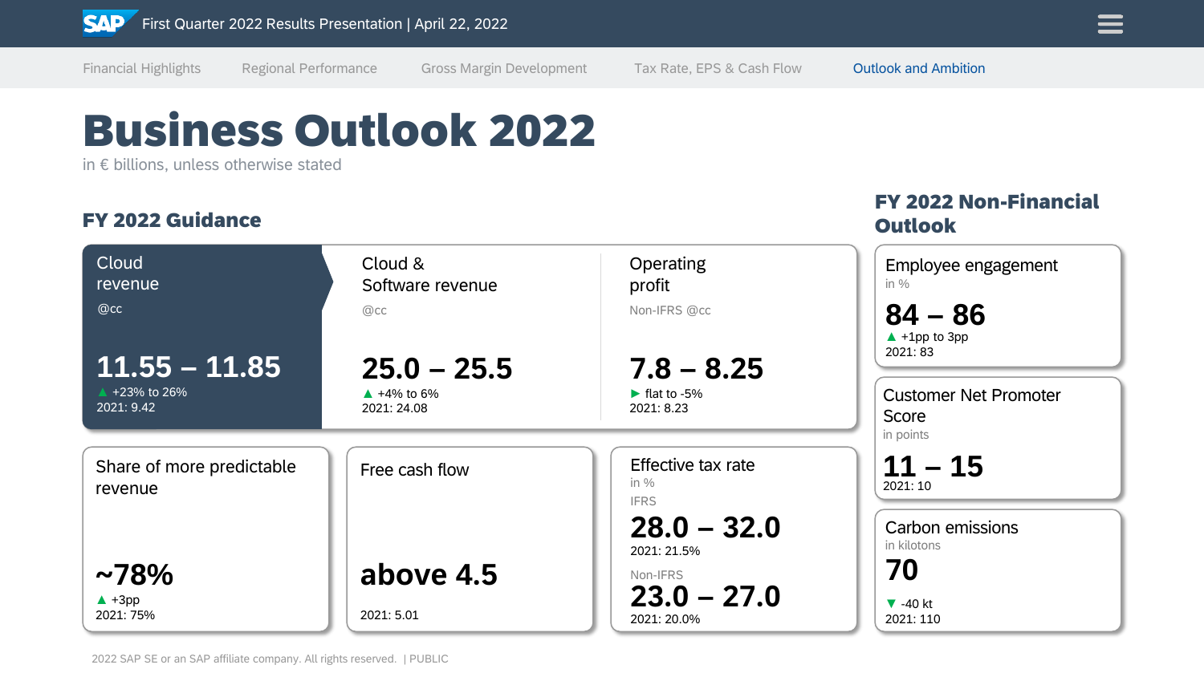# Business Outlook 2022

in € billions, unless otherwise stated

## FY 2022 Guidance

**Cloud revenue**
@cc

**11.55 – 11.85**
▲ +23% to 26%
2021: 9.42

**Cloud & Software revenue**
@cc

**25.0 – 25.5**
▲ +4% to 6%
2021: 24.08

**Operating profit**
Non-IFRS @cc

**7.8 – 8.25**
► flat to -5%
2021: 8.23

**Share of more predictable revenue**

**~78%**
▲ +3pp
2021: 75%

**Free cash flow**

**above 4.5**
2021: 5.01

**Effective tax rate**
in %

IFRS
**28.0 – 32.0**
2021: 21.5%

Non-IFRS
**23.0 – 27.0**
2021: 20.0%

## FY 2022 Non-Financial Outlook

**Employee engagement**
in %

**84 – 86**
▲ +1pp to 3pp
2021: 83

**Customer Net Promoter Score**
in points

**11 – 15**
2021: 10

**Carbon emissions**
in kilotons

**70**
▼ -40 kt
2021: 110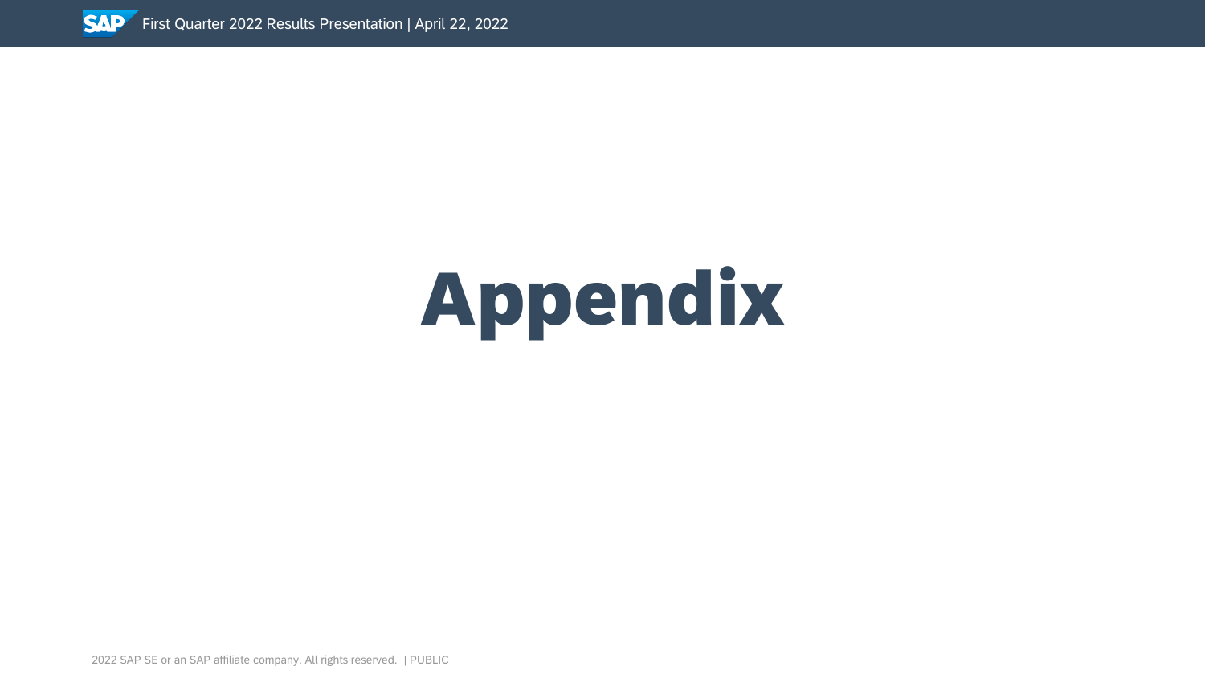# Appendix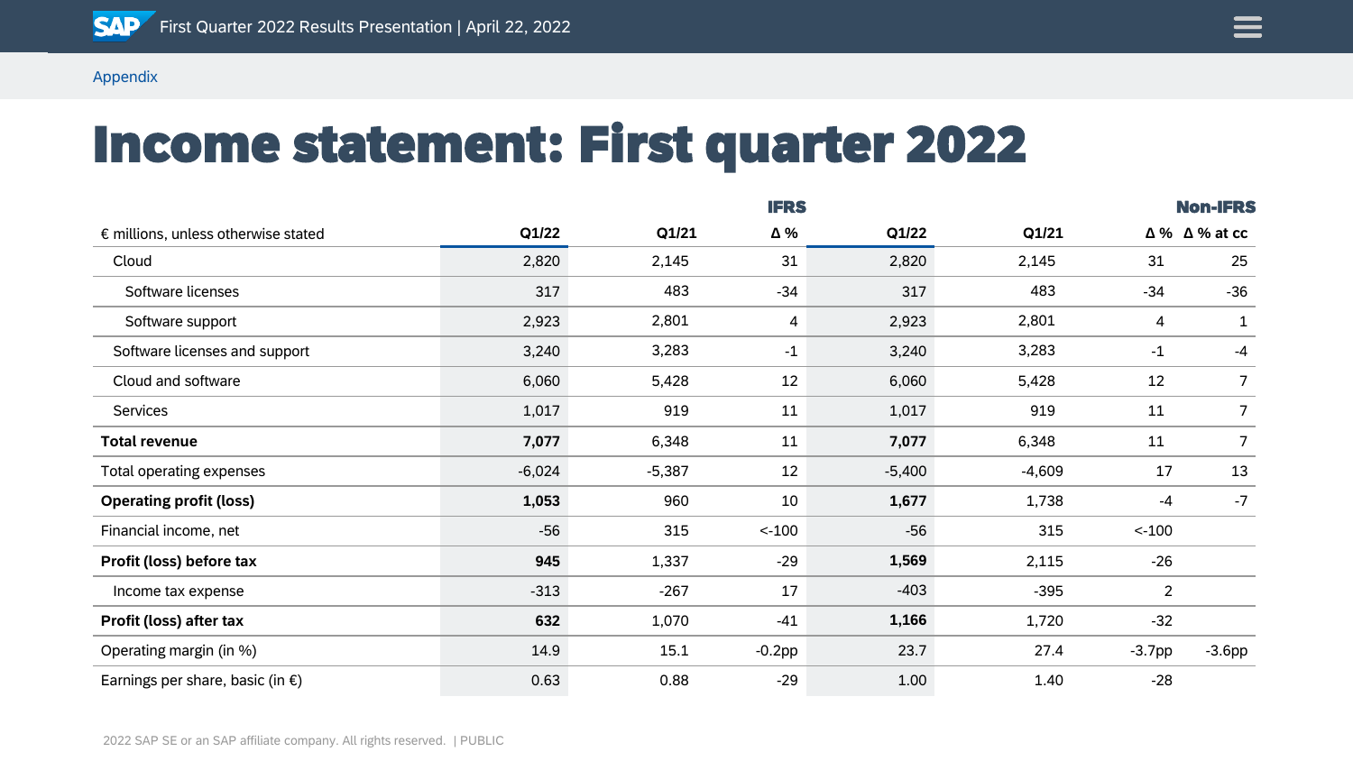Appendix

# Income statement: First quarter 2022

| € millions, unless otherwise stated | IFRS Q1/22 | IFRS Q1/21 | IFRS Δ % | Non-IFRS Q1/22 | Non-IFRS Q1/21 | Non-IFRS Δ % | Non-IFRS Δ % at cc |
|---|---|---|---|---|---|---|---|
| Cloud | 2,820 | 2,145 | 31 | 2,820 | 2,145 | 31 | 25 |
| Software licenses | 317 | 483 | -34 | 317 | 483 | -34 | -36 |
| Software support | 2,923 | 2,801 | 4 | 2,923 | 2,801 | 4 | 1 |
| Software licenses and support | 3,240 | 3,283 | -1 | 3,240 | 3,283 | -1 | -4 |
| Cloud and software | 6,060 | 5,428 | 12 | 6,060 | 5,428 | 12 | 7 |
| Services | 1,017 | 919 | 11 | 1,017 | 919 | 11 | 7 |
| **Total revenue** | **7,077** | 6,348 | 11 | **7,077** | 6,348 | 11 | 7 |
| Total operating expenses | -6,024 | -5,387 | 12 | -5,400 | -4,609 | 17 | 13 |
| **Operating profit (loss)** | **1,053** | 960 | 10 | **1,677** | 1,738 | -4 | -7 |
| Financial income, net | -56 | 315 | <-100 | -56 | 315 | <-100 | |
| **Profit (loss) before tax** | **945** | 1,337 | -29 | **1,569** | 2,115 | -26 | |
| Income tax expense | -313 | -267 | 17 | -403 | -395 | 2 | |
| **Profit (loss) after tax** | **632** | 1,070 | -41 | **1,166** | 1,720 | -32 | |
| Operating margin (in %) | 14.9 | 15.1 | -0.2pp | 23.7 | 27.4 | -3.7pp | -3.6pp |
| Earnings per share, basic (in €) | 0.63 | 0.88 | -29 | 1.00 | 1.40 | -28 | |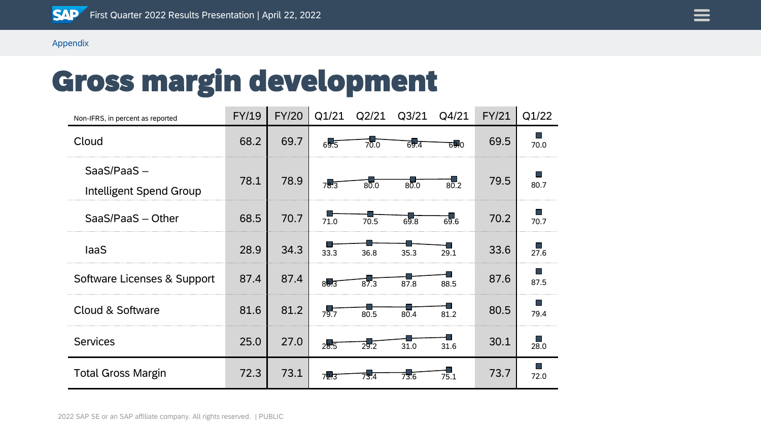Appendix

# Gross margin development

| Non-IFRS, in percent as reported | FY/19 | FY/20 | Q1/21 | Q2/21 | Q3/21 | Q4/21 | FY/21 | Q1/22 |
|---|---|---|---|---|---|---|---|---|
| Cloud | 68.2 | 69.7 | 69.5 | 70.0 | 69.4 | 69.0 | 69.5 | 70.0 |
| SaaS/PaaS – Intelligent Spend Group | 78.1 | 78.9 | 78.3 | 80.0 | 80.0 | 80.2 | 79.5 | 80.7 |
| SaaS/PaaS – Other | 68.5 | 70.7 | 71.0 | 70.5 | 69.8 | 69.6 | 70.2 | 70.7 |
| IaaS | 28.9 | 34.3 | 33.3 | 36.8 | 35.3 | 29.1 | 33.6 | 27.6 |
| Software Licenses & Support | 87.4 | 87.4 | 86.3 | 87.3 | 87.8 | 88.5 | 87.6 | 87.5 |
| Cloud & Software | 81.6 | 81.2 | 79.7 | 80.5 | 80.4 | 81.2 | 80.5 | 79.4 |
| Services | 25.0 | 27.0 | 28.5 | 29.2 | 31.0 | 31.6 | 30.1 | 28.0 |
| Total Gross Margin | 72.3 | 73.1 | 72.3 | 73.4 | 73.6 | 75.1 | 73.7 | 72.0 |

2022 SAP SE or an SAP affiliate company. All rights reserved. | PUBLIC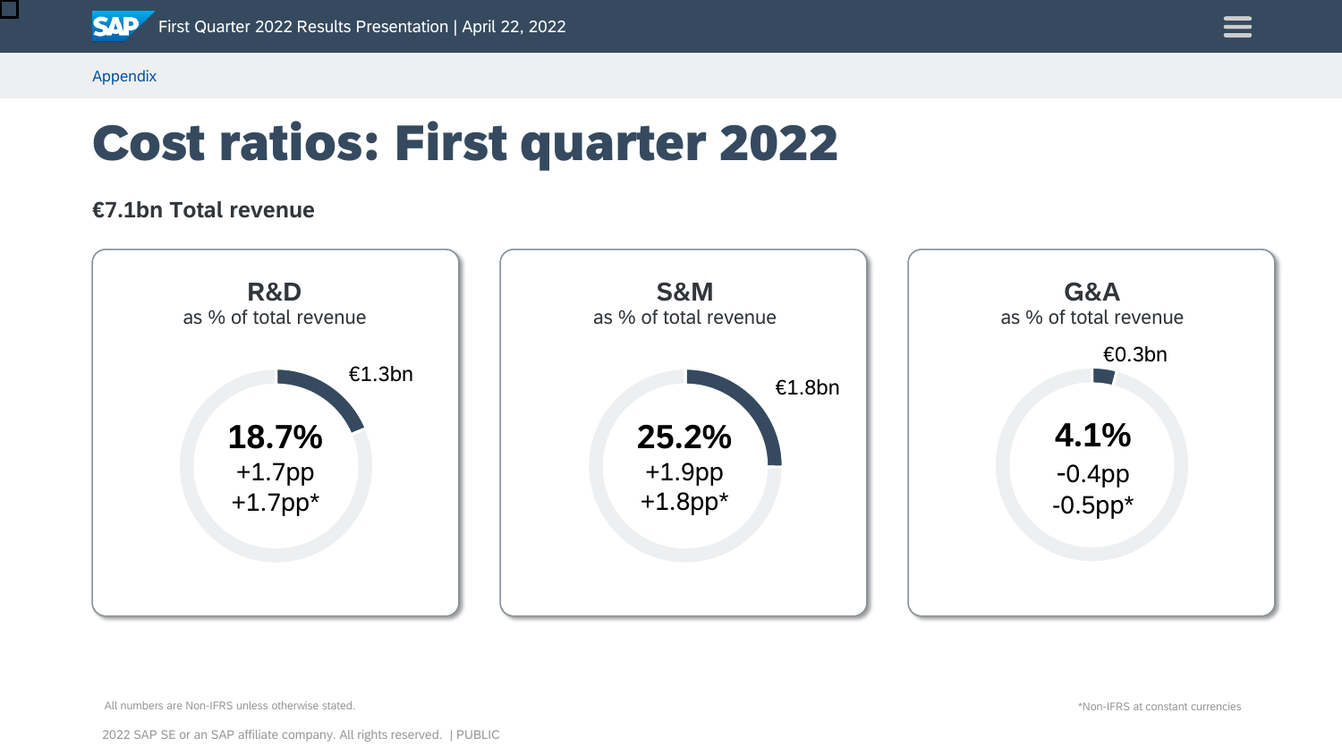Appendix

# Cost ratios: First quarter 2022

**€7.1bn Total revenue**

## R&D
as % of total revenue

€1.3bn

**18.7%**
+1.7pp
+1.7pp*

## S&M
as % of total revenue

€1.8bn

**25.2%**
+1.9pp
+1.8pp*

## G&A
as % of total revenue

€0.3bn

**4.1%**
-0.4pp
-0.5pp*

All numbers are Non-IFRS unless otherwise stated.

*Non-IFRS at constant currencies

2022 SAP SE or an SAP affiliate company. All rights reserved. | PUBLIC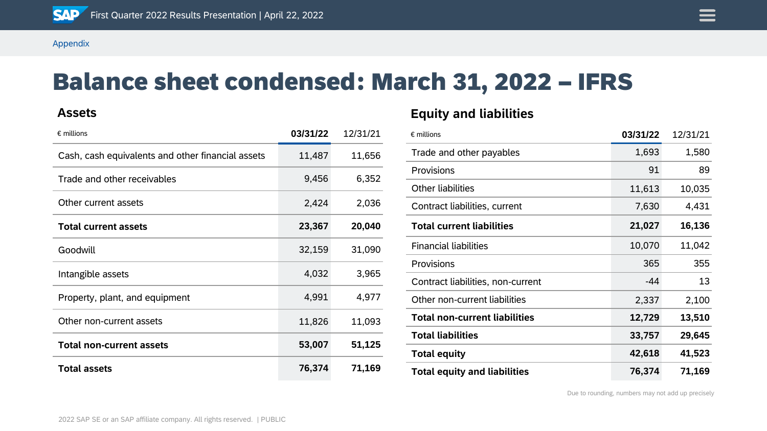Appendix

# Balance sheet condensed: March 31, 2022 – IFRS

## Assets

| € millions | **03/31/22** | 12/31/21 |
|---|---|---|
| Cash, cash equivalents and other financial assets | 11,487 | 11,656 |
| Trade and other receivables | 9,456 | 6,352 |
| Other current assets | 2,424 | 2,036 |
| **Total current assets** | **23,367** | **20,040** |
| Goodwill | 32,159 | 31,090 |
| Intangible assets | 4,032 | 3,965 |
| Property, plant, and equipment | 4,991 | 4,977 |
| Other non-current assets | 11,826 | 11,093 |
| **Total non-current assets** | **53,007** | **51,125** |
| **Total assets** | **76,374** | **71,169** |

## Equity and liabilities

| € millions | **03/31/22** | 12/31/21 |
|---|---|---|
| Trade and other payables | 1,693 | 1,580 |
| Provisions | 91 | 89 |
| Other liabilities | 11,613 | 10,035 |
| Contract liabilities, current | 7,630 | 4,431 |
| **Total current liabilities** | **21,027** | **16,136** |
| Financial liabilities | 10,070 | 11,042 |
| Provisions | 365 | 355 |
| Contract liabilities, non-current | -44 | 13 |
| Other non-current liabilities | 2,337 | 2,100 |
| **Total non-current liabilities** | **12,729** | **13,510** |
| **Total liabilities** | **33,757** | **29,645** |
| **Total equity** | **42,618** | **41,523** |
| **Total equity and liabilities** | **76,374** | **71,169** |

Due to rounding, numbers may not add up precisely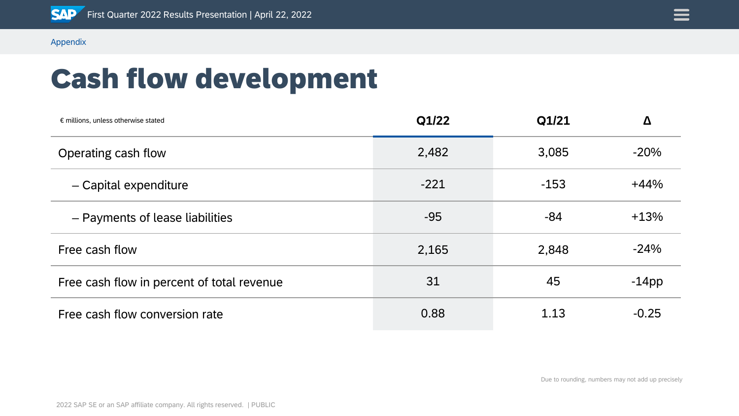Appendix

# Cash flow development

| € millions, unless otherwise stated | Q1/22 | Q1/21 | Δ |
|---|---|---|---|
| Operating cash flow | 2,482 | 3,085 | -20% |
| – Capital expenditure | -221 | -153 | +44% |
| – Payments of lease liabilities | -95 | -84 | +13% |
| Free cash flow | 2,165 | 2,848 | -24% |
| Free cash flow in percent of total revenue | 31 | 45 | -14pp |
| Free cash flow conversion rate | 0.88 | 1.13 | -0.25 |

Due to rounding, numbers may not add up precisely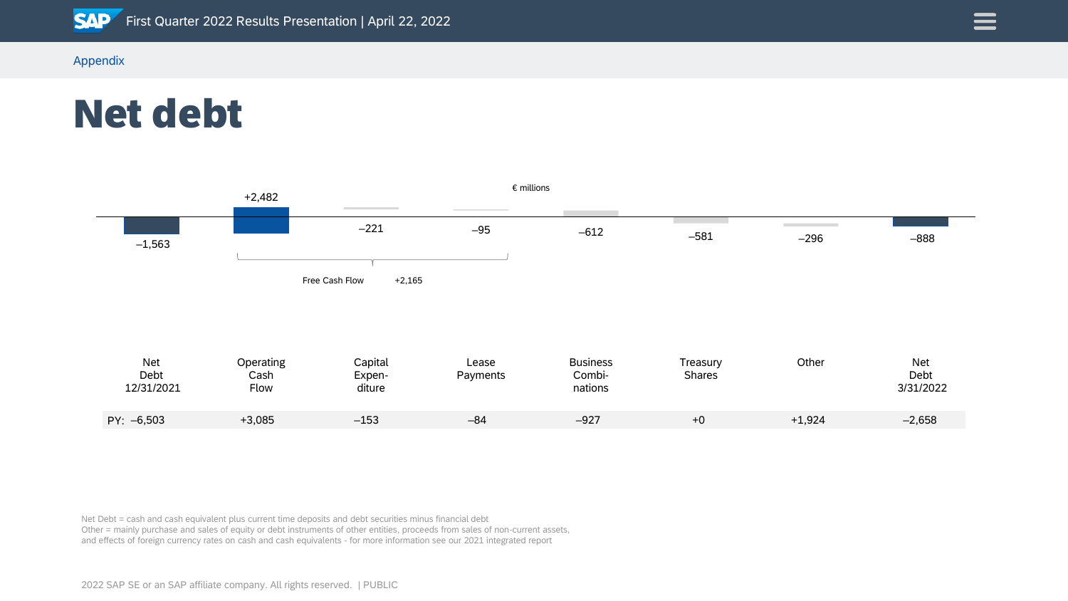Appendix

# Net debt

€ millions

| | Net Debt 12/31/2021 | Operating Cash Flow | Capital Expen-diture | Lease Payments | Business Combi-nations | Treasury Shares | Other | Net Debt 3/31/2022 |
|---|---|---|---|---|---|---|---|---|
| CY | –1,563 | +2,482 | –221 | –95 | –612 | –581 | –296 | –888 |
| PY | –6,503 | +3,085 | –153 | –84 | –927 | +0 | +1,924 | –2,658 |

Free Cash Flow +2,165 (Operating Cash Flow, Capital Expenditure, Lease Payments)

Net Debt = cash and cash equivalent plus current time deposits and debt securities minus financial debt
Other = mainly purchase and sales of equity or debt instruments of other entities, proceeds from sales of non-current assets, and effects of foreign currency rates on cash and cash equivalents - for more information see our 2021 integrated report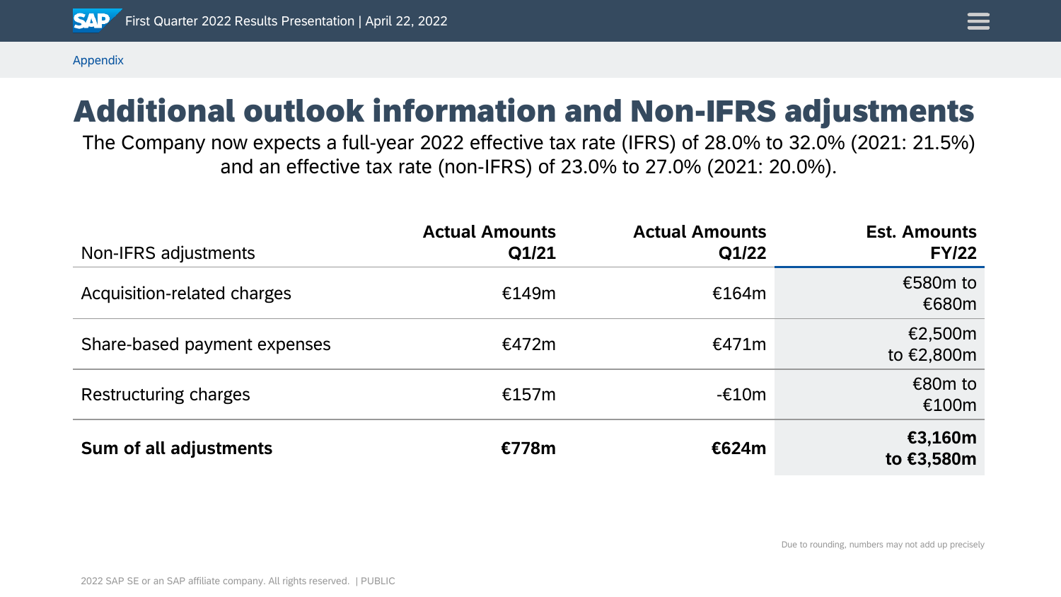Appendix

# Additional outlook information and Non-IFRS adjustments

The Company now expects a full-year 2022 effective tax rate (IFRS) of 28.0% to 32.0% (2021: 21.5%) and an effective tax rate (non-IFRS) of 23.0% to 27.0% (2021: 20.0%).

| Non-IFRS adjustments | Actual Amounts Q1/21 | Actual Amounts Q1/22 | Est. Amounts FY/22 |
|---|---|---|---|
| Acquisition-related charges | €149m | €164m | €580m to €680m |
| Share-based payment expenses | €472m | €471m | €2,500m to €2,800m |
| Restructuring charges | €157m | -€10m | €80m to €100m |
| **Sum of all adjustments** | **€778m** | **€624m** | **€3,160m to €3,580m** |

Due to rounding, numbers may not add up precisely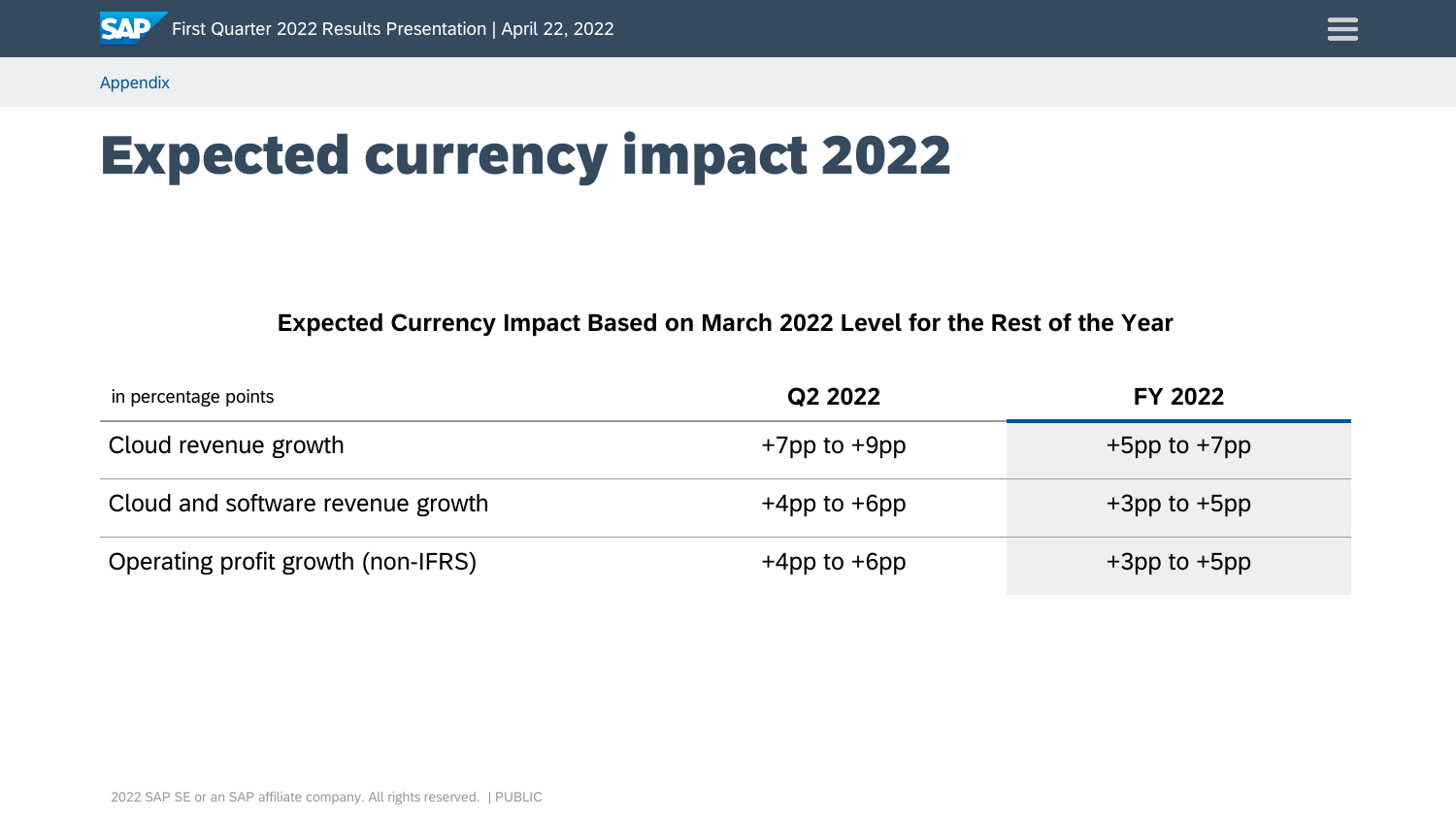Appendix

# Expected currency impact 2022

**Expected Currency Impact Based on March 2022 Level for the Rest of the Year**

| in percentage points | Q2 2022 | FY 2022 |
|---|---|---|
| Cloud revenue growth | +7pp to +9pp | +5pp to +7pp |
| Cloud and software revenue growth | +4pp to +6pp | +3pp to +5pp |
| Operating profit growth (non-IFRS) | +4pp to +6pp | +3pp to +5pp |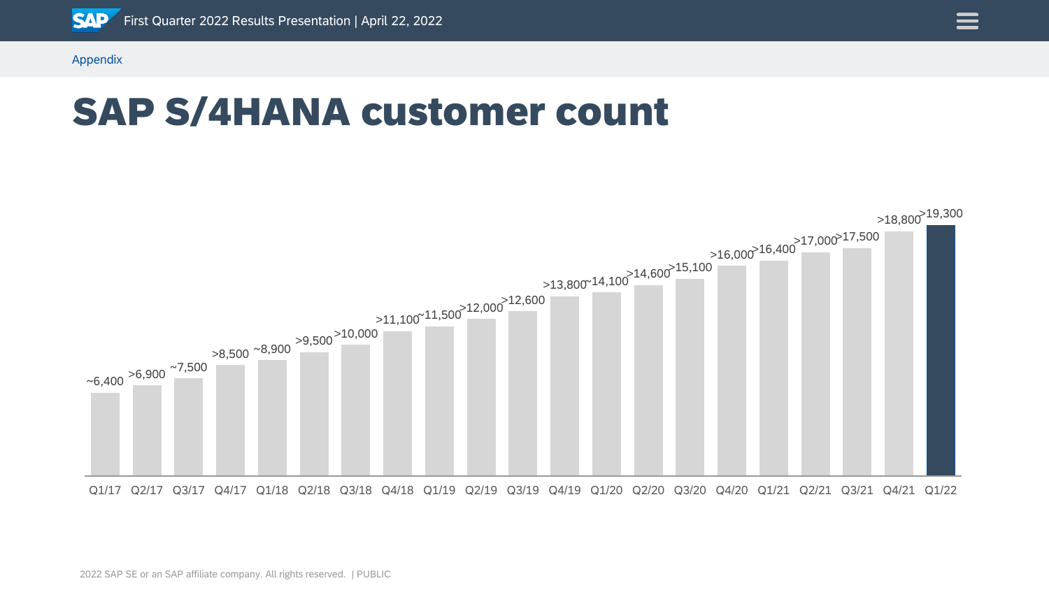Appendix

# SAP S/4HANA customer count

| Quarter | Customers |
| --- | --- |
| Q1/17 | ~6,400 |
| Q2/17 | >6,900 |
| Q3/17 | ~7,500 |
| Q4/17 | >8,500 |
| Q1/18 | ~8,900 |
| Q2/18 | >9,500 |
| Q3/18 | >10,000 |
| Q4/18 | >11,100 |
| Q1/19 | ~11,500 |
| Q2/19 | >12,000 |
| Q3/19 | >12,600 |
| Q4/19 | >13,800 |
| Q1/20 | ~14,100 |
| Q2/20 | >14,600 |
| Q3/20 | >15,100 |
| Q4/20 | >16,000 |
| Q1/21 | >16,400 |
| Q2/21 | >17,000 |
| Q3/21 | >17,500 |
| Q4/21 | >18,800 |
| Q1/22 | >19,300 |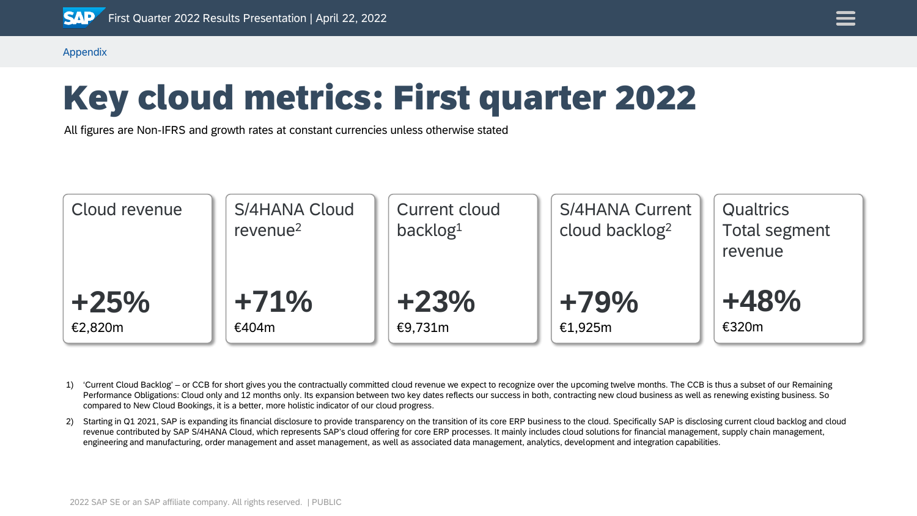Appendix

# Key cloud metrics: First quarter 2022

All figures are Non-IFRS and growth rates at constant currencies unless otherwise stated

**Cloud revenue**
**+25%**
€2,820m

**S/4HANA Cloud revenue**[2]
**+71%**
€404m

**Current cloud backlog**[1]
**+23%**
€9,731m

**S/4HANA Current cloud backlog**[2]
**+79%**
€1,925m

**Qualtrics Total segment revenue**
**+48%**
€320m

1) 'Current Cloud Backlog' – or CCB for short gives you the contractually committed cloud revenue we expect to recognize over the upcoming twelve months. The CCB is thus a subset of our Remaining Performance Obligations: Cloud only and 12 months only. Its expansion between two key dates reflects our success in both, contracting new cloud business as well as renewing existing business. So compared to New Cloud Bookings, it is a better, more holistic indicator of our cloud progress.

2) Starting in Q1 2021, SAP is expanding its financial disclosure to provide transparency on the transition of its core ERP business to the cloud. Specifically SAP is disclosing current cloud backlog and cloud revenue contributed by SAP S/4HANA Cloud, which represents SAP's cloud offering for core ERP processes. It mainly includes cloud solutions for financial management, supply chain management, engineering and manufacturing, order management and asset management, as well as associated data management, analytics, development and integration capabilities.